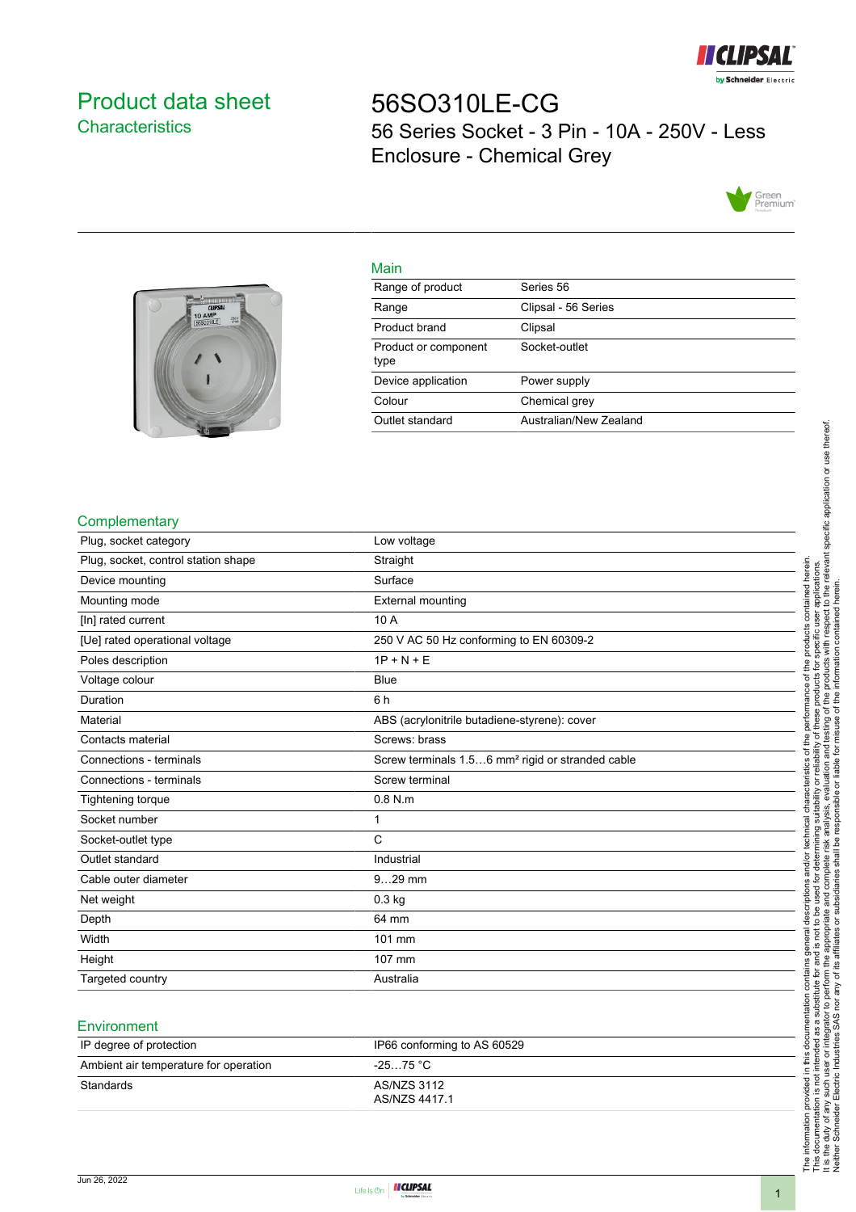# Product data sheet

## Characteristics

# 56SO310LE-CG

56 Series Socket - 3 Pin - 10A - 250V - Less Enclosure - Chemical Grey

### Main

| | |
|---|---|
| Range of product | Series 56 |
| Range | Clipsal - 56 Series |
| Product brand | Clipsal |
| Product or component type | Socket-outlet |
| Device application | Power supply |
| Colour | Chemical grey |
| Outlet standard | Australian/New Zealand |

### Complementary

| | |
|---|---|
| Plug, socket category | Low voltage |
| Plug, socket, control station shape | Straight |
| Device mounting | Surface |
| Mounting mode | External mounting |
| [In] rated current | 10 A |
| [Ue] rated operational voltage | 250 V AC 50 Hz conforming to EN 60309-2 |
| Poles description | 1P + N + E |
| Voltage colour | Blue |
| Duration | 6 h |
| Material | ABS (acrylonitrile butadiene-styrene): cover |
| Contacts material | Screws: brass |
| Connections - terminals | Screw terminals 1.5…6 mm² rigid or stranded cable |
| Connections - terminals | Screw terminal |
| Tightening torque | 0.8 N.m |
| Socket number | 1 |
| Socket-outlet type | C |
| Outlet standard | Industrial |
| Cable outer diameter | 9…29 mm |
| Net weight | 0.3 kg |
| Depth | 64 mm |
| Width | 101 mm |
| Height | 107 mm |
| Targeted country | Australia |

### Environment

| | |
|---|---|
| IP degree of protection | IP66 conforming to AS 60529 |
| Ambient air temperature for operation | -25…75 °C |
| Standards | AS/NZS 3112<br>AS/NZS 4417.1 |

The information provided in this documentation contains general descriptions and/or technical characteristics of the performance of the products contained herein. This documentation is not intended as a substitute for and is not to be used for determining suitability or reliability of these products for specific user applications. It is the duty of any such user or integrator to perform the appropriate and complete risk analysis, evaluation and testing of the products with respect to the relevant specific application or use thereof. Neither Schneider Electric Industries SAS nor any of its affiliates or subsidiaries shall be responsible or liable for misuse of the information contained herein.

Jun 26, 2022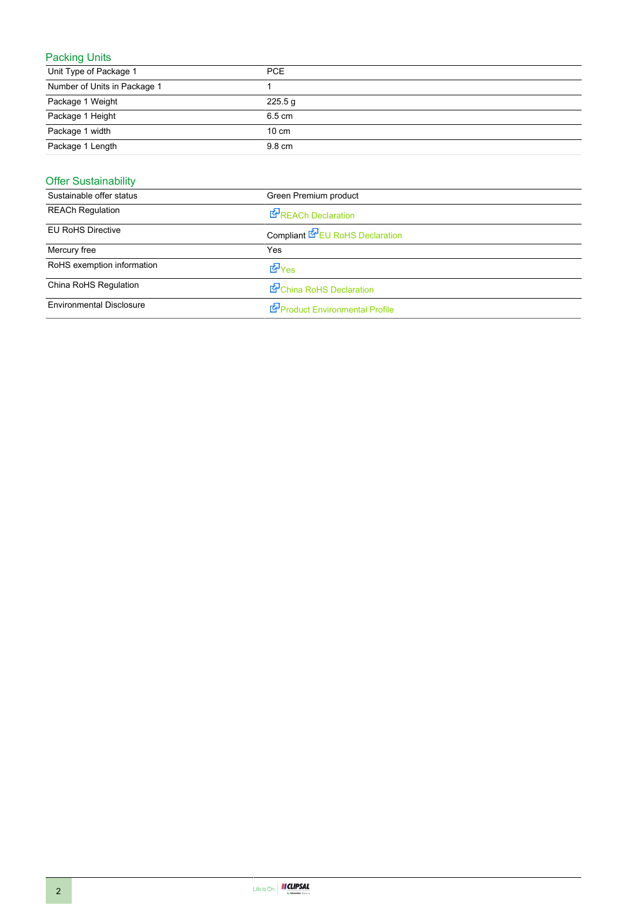## Packing Units

| | |
|---|---|
| Unit Type of Package 1 | PCE |
| Number of Units in Package 1 | 1 |
| Package 1 Weight | 225.5 g |
| Package 1 Height | 6.5 cm |
| Package 1 width | 10 cm |
| Package 1 Length | 9.8 cm |

## Offer Sustainability

| | |
|---|---|
| Sustainable offer status | Green Premium product |
| REACh Regulation | REACh Declaration |
| EU RoHS Directive | Compliant EU RoHS Declaration |
| Mercury free | Yes |
| RoHS exemption information | Yes |
| China RoHS Regulation | China RoHS Declaration |
| Environmental Disclosure | Product Environmental Profile |